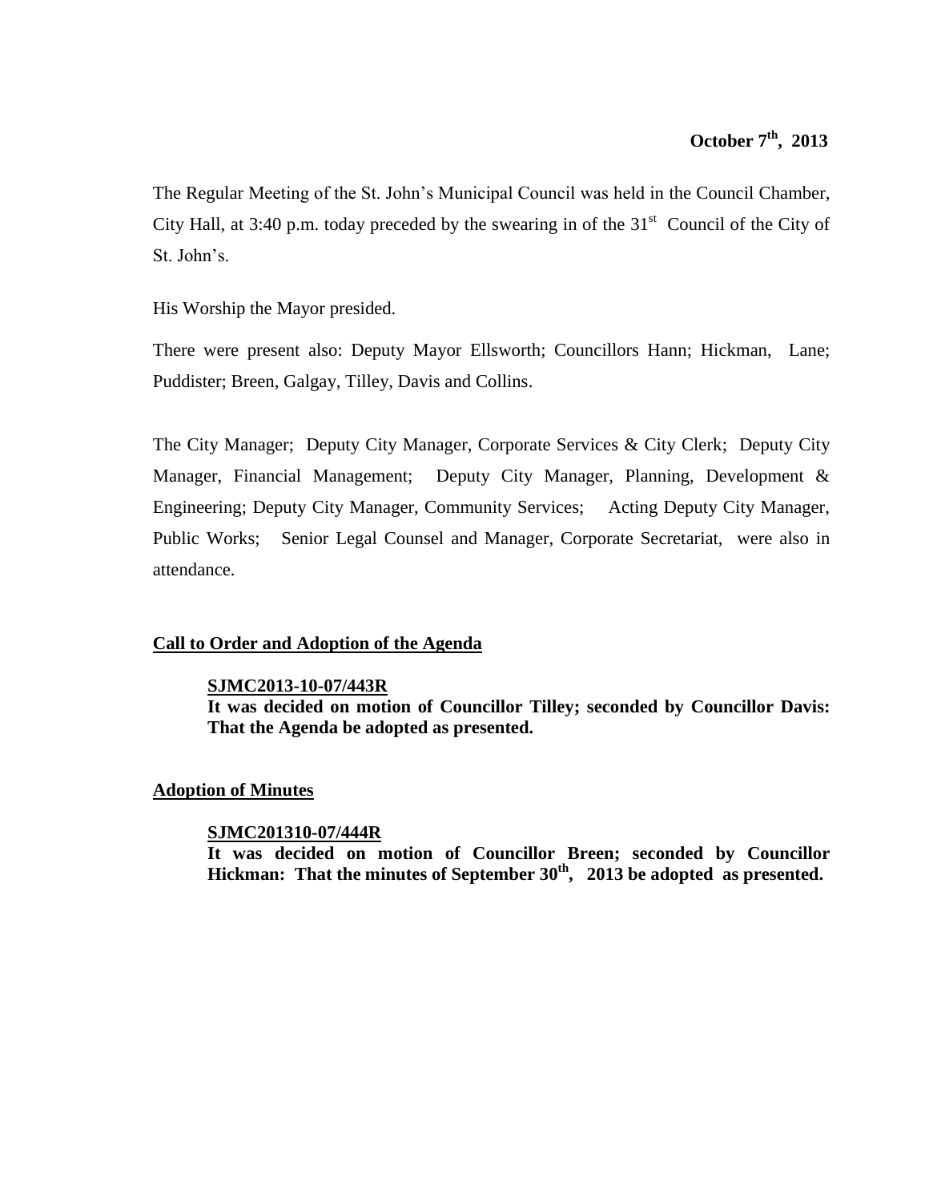**October 7th, 2013**

The Regular Meeting of the St. John's Municipal Council was held in the Council Chamber, City Hall, at 3:40 p.m. today preceded by the swearing in of the 31st Council of the City of St. John's.

His Worship the Mayor presided.

There were present also: Deputy Mayor Ellsworth; Councillors Hann; Hickman, Lane; Puddister; Breen, Galgay, Tilley, Davis and Collins.

The City Manager; Deputy City Manager, Corporate Services & City Clerk; Deputy City Manager, Financial Management; Deputy City Manager, Planning, Development & Engineering; Deputy City Manager, Community Services; Acting Deputy City Manager, Public Works; Senior Legal Counsel and Manager, Corporate Secretariat, were also in attendance.

**Call to Order and Adoption of the Agenda**

> **SJMC2013-10-07/443R**
> **It was decided on motion of Councillor Tilley; seconded by Councillor Davis: That the Agenda be adopted as presented.**

**Adoption of Minutes**

> **SJMC201310-07/444R**
> **It was decided on motion of Councillor Breen; seconded by Councillor Hickman: That the minutes of September 30th, 2013 be adopted as presented.**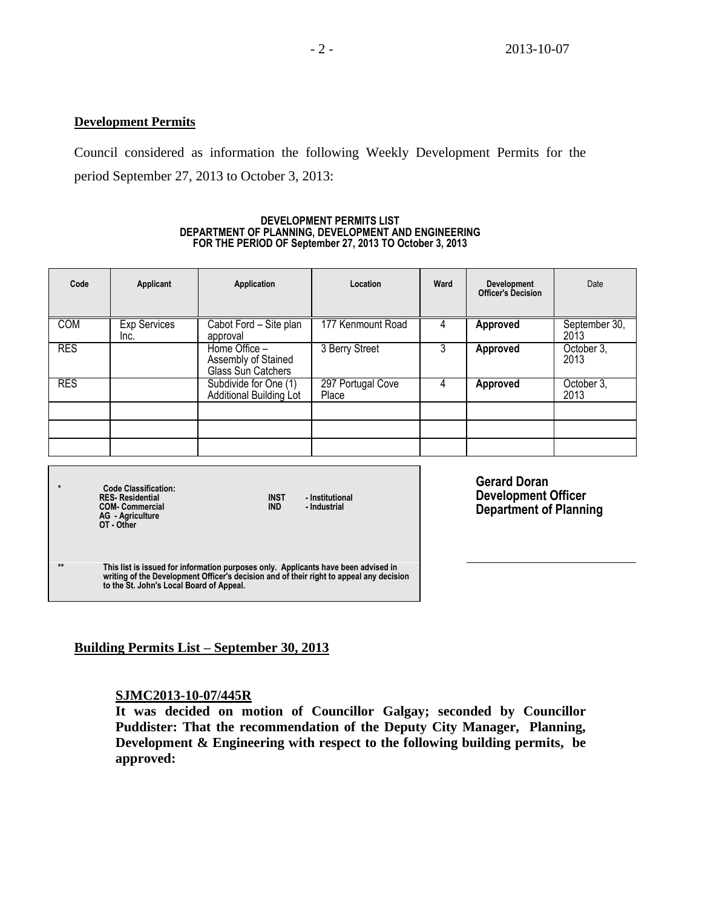## Development Permits

Council considered as information the following Weekly Development Permits for the period September 27, 2013 to October 3, 2013:

**DEVELOPMENT PERMITS LIST**
**DEPARTMENT OF PLANNING, DEVELOPMENT AND ENGINEERING**
**FOR THE PERIOD OF September 27, 2013 TO October 3, 2013**

| Code | Applicant | Application | Location | Ward | Development Officer's Decision | Date |
|---|---|---|---|---|---|---|
| COM | Exp Services Inc. | Cabot Ford – Site plan approval | 177 Kenmount Road | 4 | **Approved** | September 30, 2013 |
| RES | | Home Office – Assembly of Stained Glass Sun Catchers | 3 Berry Street | 3 | **Approved** | October 3, 2013 |
| RES | | Subdivide for One (1) Additional Building Lot | 297 Portugal Cove Place | 4 | **Approved** | October 3, 2013 |
| | | | | | | |
| | | | | | | |
| | | | | | | |

\* **Code Classification:**
**RES- Residential**
**COM- Commercial**
**AG - Agriculture**
**OT - Other**
**INST - Institutional**
**IND - Industrial**

\*\* **This list is issued for information purposes only. Applicants have been advised in writing of the Development Officer's decision and of their right to appeal any decision to the St. John's Local Board of Appeal.**

**Gerard Doran**
**Development Officer**
**Department of Planning**

## Building Permits List – September 30, 2013

**SJMC2013-10-07/445R**
**It was decided on motion of Councillor Galgay; seconded by Councillor Puddister: That the recommendation of the Deputy City Manager, Planning, Development & Engineering with respect to the following building permits, be approved:**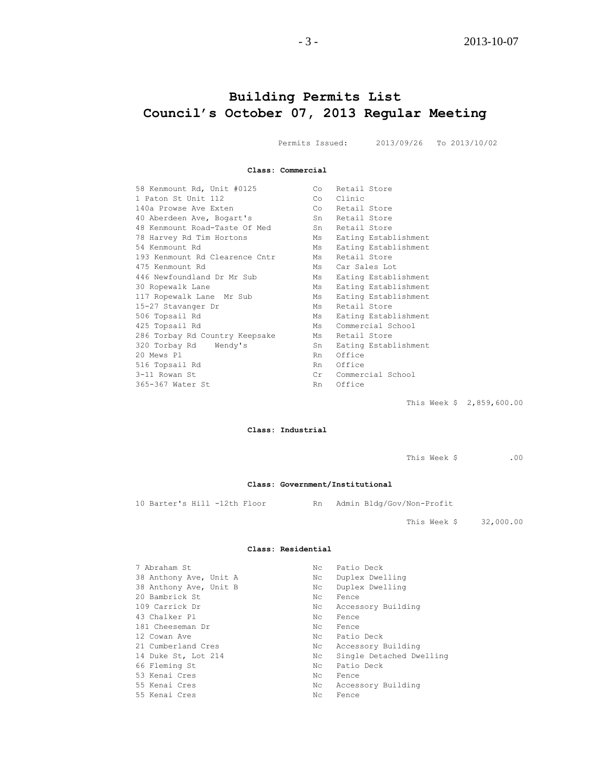# Building Permits List
# Council's October 07, 2013 Regular Meeting

Permits Issued: 2013/09/26 To 2013/10/02

**Class: Commercial**

| | | |
|---|---|---|
| 58 Kenmount Rd, Unit #0125 | Co | Retail Store |
| 1 Paton St Unit 112 | Co | Clinic |
| 140a Prowse Ave Exten | Co | Retail Store |
| 40 Aberdeen Ave, Bogart's | Sn | Retail Store |
| 48 Kenmount Road-Taste Of Med | Sn | Retail Store |
| 78 Harvey Rd Tim Hortons | Ms | Eating Establishment |
| 54 Kenmount Rd | Ms | Eating Establishment |
| 193 Kenmount Rd Clearence Cntr | Ms | Retail Store |
| 475 Kenmount Rd | Ms | Car Sales Lot |
| 446 Newfoundland Dr Mr Sub | Ms | Eating Establishment |
| 30 Ropewalk Lane | Ms | Eating Establishment |
| 117 Ropewalk Lane Mr Sub | Ms | Eating Establishment |
| 15-27 Stavanger Dr | Ms | Retail Store |
| 506 Topsail Rd | Ms | Eating Establishment |
| 425 Topsail Rd | Ms | Commercial School |
| 286 Torbay Rd Country Keepsake | Ms | Retail Store |
| 320 Torbay Rd Wendy's | Sn | Eating Establishment |
| 20 Mews Pl | Rn | Office |
| 516 Topsail Rd | Rn | Office |
| 3-11 Rowan St | Cr | Commercial School |
| 365-367 Water St | Rn | Office |

This Week $ 2,859,600.00

**Class: Industrial**

This Week $ .00

**Class: Government/Institutional**

| | | |
|---|---|---|
| 10 Barter's Hill -12th Floor | Rn | Admin Bldg/Gov/Non-Profit |

This Week $ 32,000.00

**Class: Residential**

| | | |
|---|---|---|
| 7 Abraham St | Nc | Patio Deck |
| 38 Anthony Ave, Unit A | Nc | Duplex Dwelling |
| 38 Anthony Ave, Unit B | Nc | Duplex Dwelling |
| 20 Bambrick St | Nc | Fence |
| 109 Carrick Dr | Nc | Accessory Building |
| 43 Chalker Pl | Nc | Fence |
| 181 Cheeseman Dr | Nc | Fence |
| 12 Cowan Ave | Nc | Patio Deck |
| 21 Cumberland Cres | Nc | Accessory Building |
| 14 Duke St, Lot 214 | Nc | Single Detached Dwelling |
| 66 Fleming St | Nc | Patio Deck |
| 53 Kenai Cres | Nc | Fence |
| 55 Kenai Cres | Nc | Accessory Building |
| 55 Kenai Cres | Nc | Fence |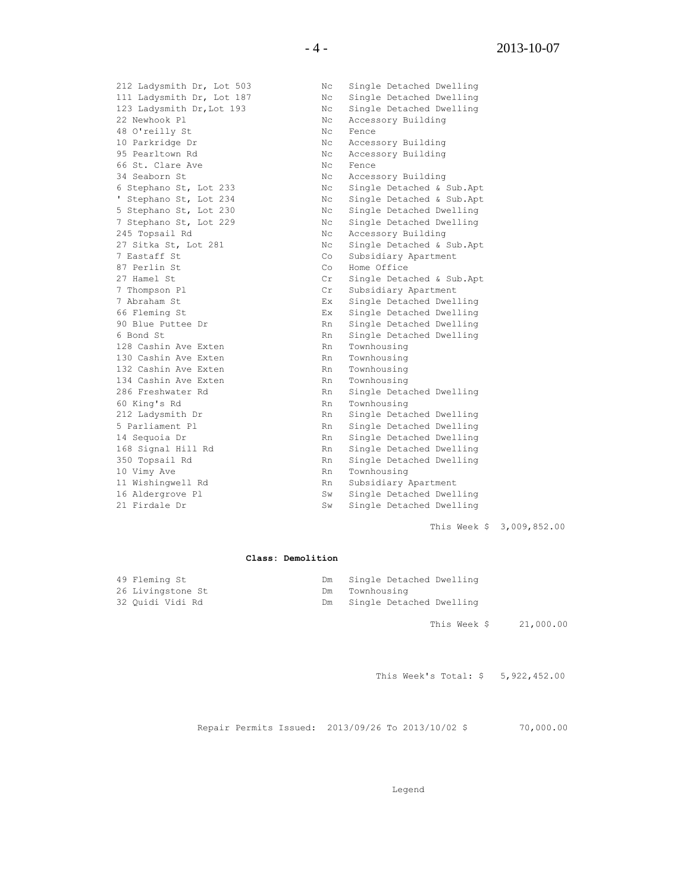| | | |
|---|---|---|
| 212 Ladysmith Dr, Lot 503 | Nc | Single Detached Dwelling |
| 111 Ladysmith Dr, Lot 187 | Nc | Single Detached Dwelling |
| 123 Ladysmith Dr,Lot 193 | Nc | Single Detached Dwelling |
| 22 Newhook Pl | Nc | Accessory Building |
| 48 O'reilly St | Nc | Fence |
| 10 Parkridge Dr | Nc | Accessory Building |
| 95 Pearltown Rd | Nc | Accessory Building |
| 66 St. Clare Ave | Nc | Fence |
| 34 Seaborn St | Nc | Accessory Building |
| 6 Stephano St, Lot 233 | Nc | Single Detached & Sub.Apt |
| ' Stephano St, Lot 234 | Nc | Single Detached & Sub.Apt |
| 5 Stephano St, Lot 230 | Nc | Single Detached Dwelling |
| 7 Stephano St, Lot 229 | Nc | Single Detached Dwelling |
| 245 Topsail Rd | Nc | Accessory Building |
| 27 Sitka St, Lot 281 | Nc | Single Detached & Sub.Apt |
| 7 Eastaff St | Co | Subsidiary Apartment |
| 87 Perlin St | Co | Home Office |
| 27 Hamel St | Cr | Single Detached & Sub.Apt |
| 7 Thompson Pl | Cr | Subsidiary Apartment |
| 7 Abraham St | Ex | Single Detached Dwelling |
| 66 Fleming St | Ex | Single Detached Dwelling |
| 90 Blue Puttee Dr | Rn | Single Detached Dwelling |
| 6 Bond St | Rn | Single Detached Dwelling |
| 128 Cashin Ave Exten | Rn | Townhousing |
| 130 Cashin Ave Exten | Rn | Townhousing |
| 132 Cashin Ave Exten | Rn | Townhousing |
| 134 Cashin Ave Exten | Rn | Townhousing |
| 286 Freshwater Rd | Rn | Single Detached Dwelling |
| 60 King's Rd | Rn | Townhousing |
| 212 Ladysmith Dr | Rn | Single Detached Dwelling |
| 5 Parliament Pl | Rn | Single Detached Dwelling |
| 14 Sequoia Dr | Rn | Single Detached Dwelling |
| 168 Signal Hill Rd | Rn | Single Detached Dwelling |
| 350 Topsail Rd | Rn | Single Detached Dwelling |
| 10 Vimy Ave | Rn | Townhousing |
| 11 Wishingwell Rd | Rn | Subsidiary Apartment |
| 16 Aldergrove Pl | Sw | Single Detached Dwelling |
| 21 Firdale Dr | Sw | Single Detached Dwelling |

This Week $ 3,009,852.00

**Class: Demolition**

| | | |
|---|---|---|
| 49 Fleming St | Dm | Single Detached Dwelling |
| 26 Livingstone St | Dm | Townhousing |
| 32 Quidi Vidi Rd | Dm | Single Detached Dwelling |

This Week $ 21,000.00

This Week's Total: $ 5,922,452.00

Repair Permits Issued: 2013/09/26 To 2013/10/02 $ 70,000.00

Legend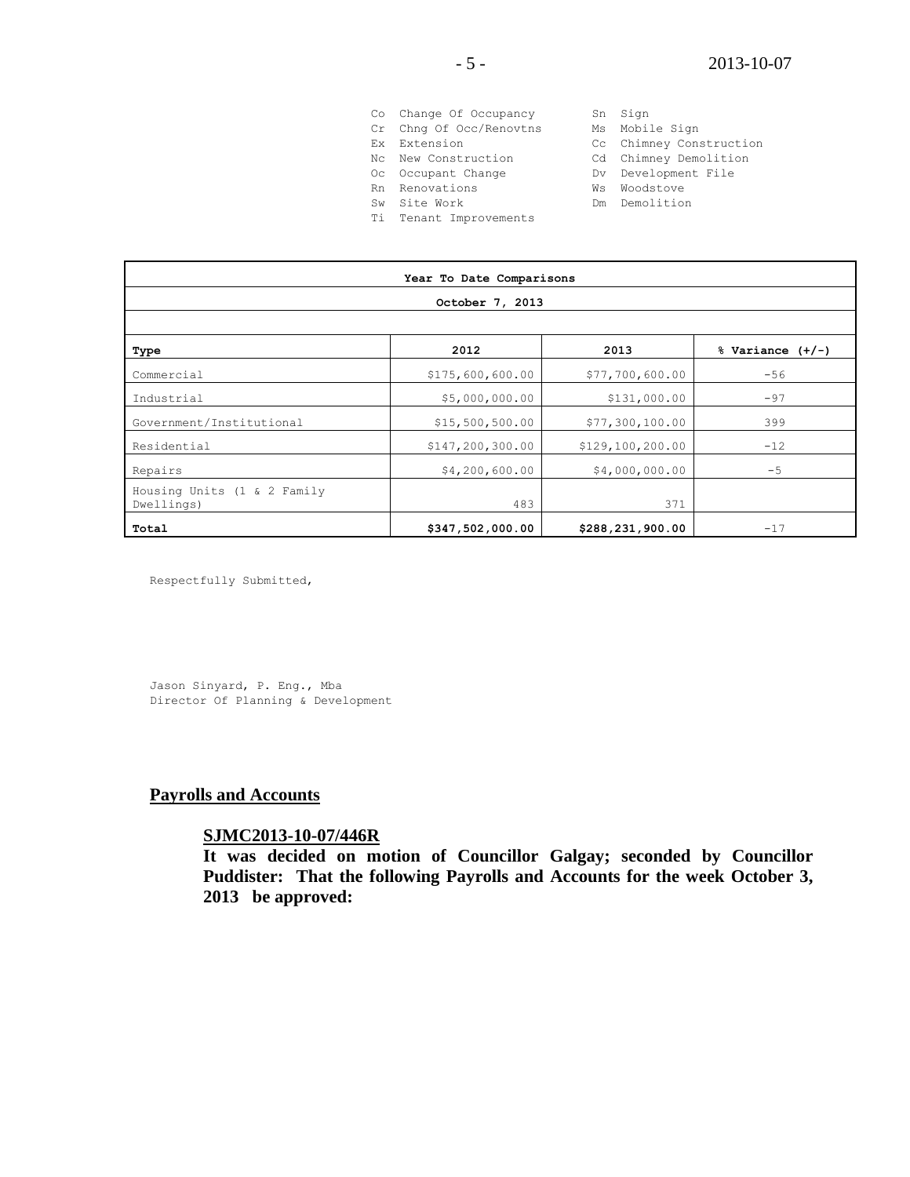| | | | |
|---|---|---|---|
| Co | Change Of Occupancy | Sn | Sign |
| Cr | Chng Of Occ/Renovtns | Ms | Mobile Sign |
| Ex | Extension | Cc | Chimney Construction |
| Nc | New Construction | Cd | Chimney Demolition |
| Oc | Occupant Change | Dv | Development File |
| Rn | Renovations | Ws | Woodstove |
| Sw | Site Work | Dm | Demolition |
| Ti | Tenant Improvements | | |

**Year To Date Comparisons**

**October 7, 2013**

| **Type** | **2012** | **2013** | **% Variance (+/-)** |
|---|---|---|---|
| Commercial | $175,600,600.00 | $77,700,600.00 | -56 |
| Industrial | $5,000,000.00 | $131,000.00 | -97 |
| Government/Institutional | $15,500,500.00 | $77,300,100.00 | 399 |
| Residential | $147,200,300.00 | $129,100,200.00 | -12 |
| Repairs | $4,200,600.00 | $4,000,000.00 | -5 |
| Housing Units (1 & 2 Family Dwellings) | 483 | 371 | |
| **Total** | **$347,502,000.00** | **$288,231,900.00** | -17 |

Respectfully Submitted,

Jason Sinyard, P. Eng., Mba
Director Of Planning & Development

## Payrolls and Accounts

**SJMC2013-10-07/446R**
**It was decided on motion of Councillor Galgay; seconded by Councillor Puddister: That the following Payrolls and Accounts for the week October 3, 2013 be approved:**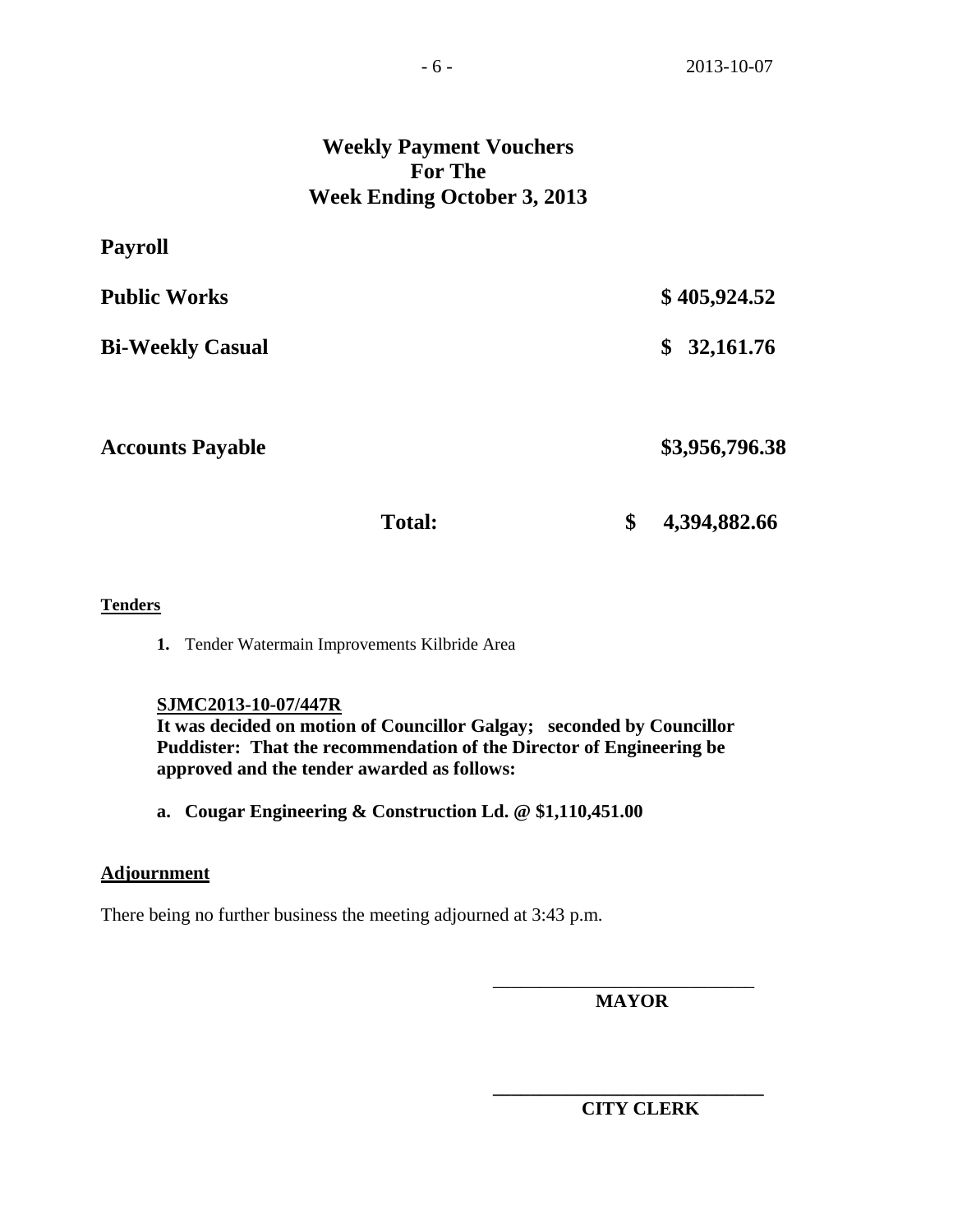## Weekly Payment Vouchers For The Week Ending October 3, 2013

**Payroll**

| | |
|---|---|
| **Public Works** | **$ 405,924.52** |
| **Bi-Weekly Casual** | **$ 32,161.76** |
| **Accounts Payable** | **$3,956,796.38** |
| **Total:** | **$ 4,394,882.66** |

**Tenders**

**1.** Tender Watermain Improvements Kilbride Area

**SJMC2013-10-07/447R**
**It was decided on motion of Councillor Galgay; seconded by Councillor Puddister: That the recommendation of the Director of Engineering be approved and the tender awarded as follows:**

**a. Cougar Engineering & Construction Ld. @ $1,110,451.00**

**Adjournment**

There being no further business the meeting adjourned at 3:43 p.m.

\_\_\_\_\_\_\_\_\_\_\_\_\_\_\_\_\_\_\_\_\_\_\_\_\_\_\_\_
**MAYOR**

\_\_\_\_\_\_\_\_\_\_\_\_\_\_\_\_\_\_\_\_\_\_\_\_\_\_\_\_
**CITY CLERK**